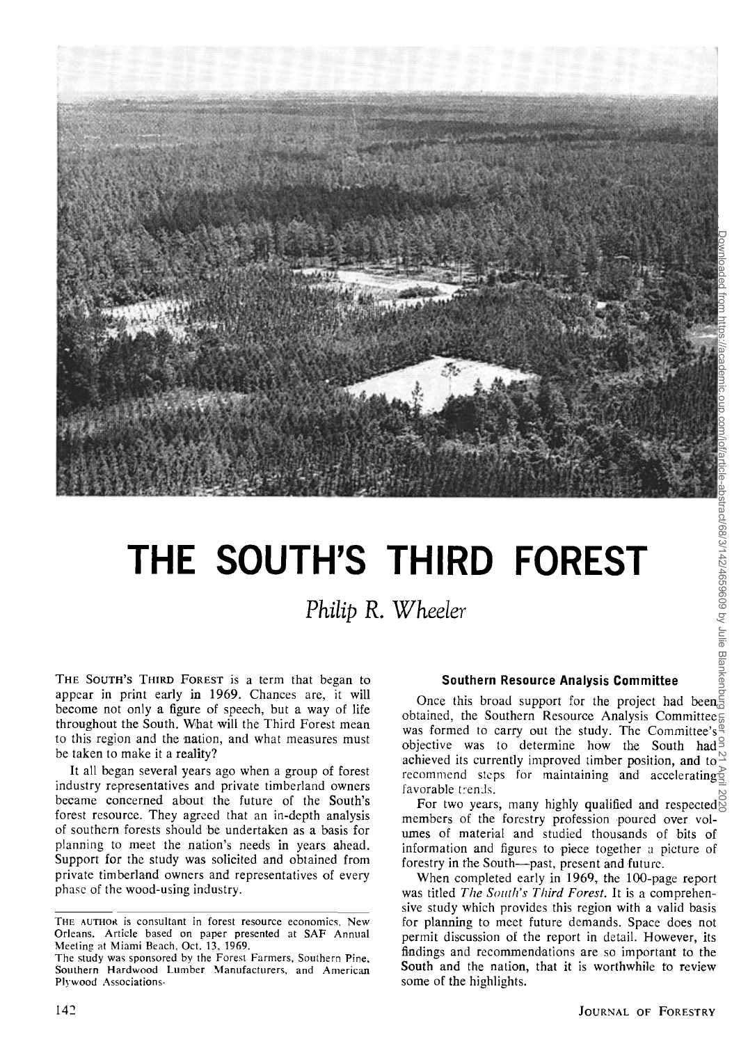# THE SOUTH'S THIRD FOREST

*Philip R. Wheeler*

THE SOUTH'S THIRD FOREST is a term that began to appear in print early in 1969. Chances are, it will become not only a figure of speech, but a way of life throughout the South. What will the Third Forest mean to this region and the nation, and what measures must be taken to make it a reality?

It all began several years ago when a group of forest industry representatives and private timberland owners became concerned about the future of the South's forest resource. They agreed that an in-depth analysis of southern forests should be undertaken as a basis for planning to meet the nation's needs in years ahead. Support for the study was solicited and obtained from private timberland owners and representatives of every phase of the wood-using industry.

THE AUTHOR is consultant in forest resource economics, New Orleans. Article based on paper presented at SAF Annual Meeting at Miami Beach, Oct. 13, 1969.

The study was sponsored by the Forest Farmers, Southern Pine, Southern Hardwood Lumber Manufacturers, and American Plywood Associations.

### Southern Resource Analysis Committee

Once this broad support for the project had been obtained, the Southern Resource Analysis Committee was formed to carry out the study. The Committee's objective was to determine how the South had achieved its currently improved timber position, and to recommend steps for maintaining and accelerating favorable trends.

For two years, many highly qualified and respected members of the forestry profession poured over volumes of material and studied thousands of bits of information and figures to piece together a picture of forestry in the South—past, present and future.

When completed early in 1969, the 100-page report was titled *The South's Third Forest*. It is a comprehensive study which provides this region with a valid basis for planning to meet future demands. Space does not permit discussion of the report in detail. However, its findings and recommendations are so important to the South and the nation, that it is worthwhile to review some of the highlights.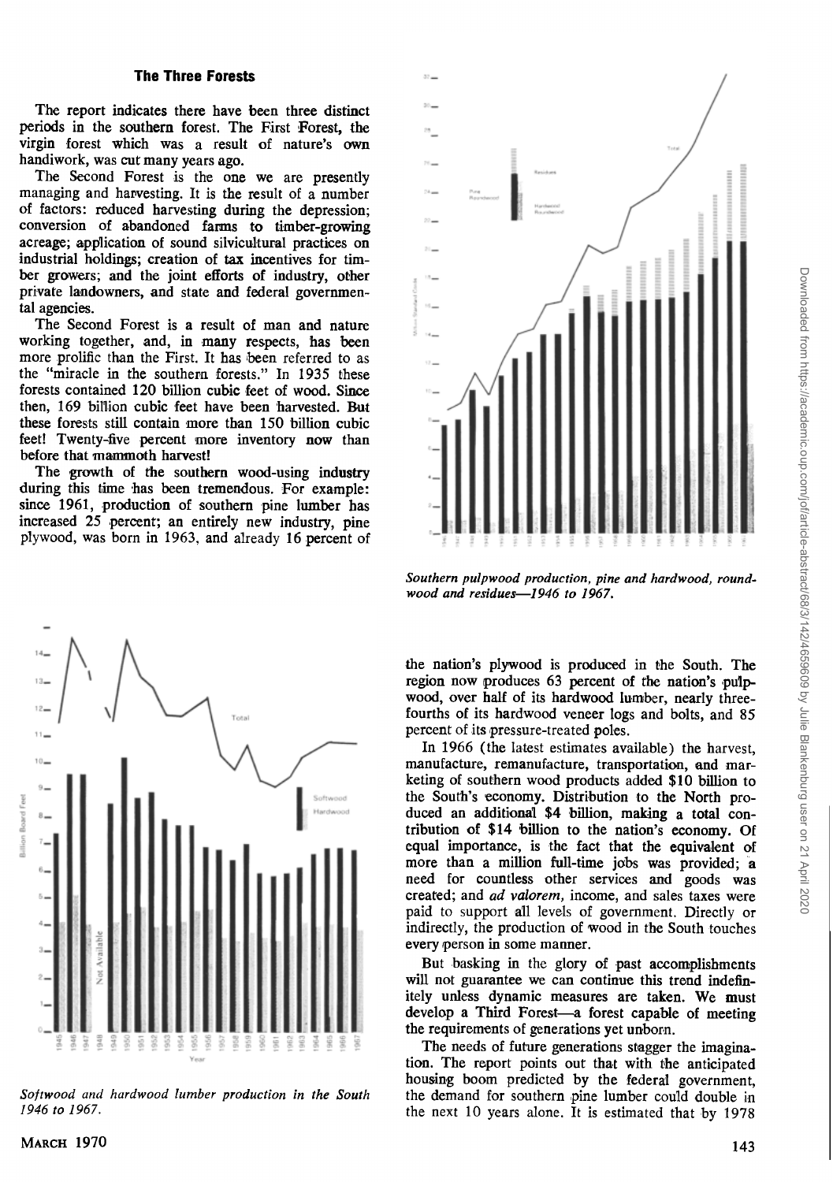## The Three Forests

The report indicates there have been three distinct periods in the southern forest. The First Forest, the virgin forest which was a result of nature's own handiwork, was cut many years ago.

The Second Forest is the one we are presently managing and harvesting. It is the result of a number of factors: reduced harvesting during the depression; conversion of abandoned farms to timber-growing acreage; application of sound silvicultural practices on industrial holdings; creation of tax incentives for timber growers; and the joint efforts of industry, other private landowners, and state and federal governmental agencies.

The Second Forest is a result of man and nature working together, and, in many respects, has been more prolific than the First. It has been referred to as the "miracle in the southern forests." In 1935 these forests contained 120 billion cubic feet of wood. Since then, 169 billion cubic feet have been harvested. But these forests still contain more than 150 billion cubic feet! Twenty-five percent more inventory now than before that mammoth harvest!

The growth of the southern wood-using industry during this time has been tremendous. For example: since 1961, production of southern pine lumber has increased 25 percent; an entirely new industry, pine plywood, was born in 1963, and already 16 percent of the nation's plywood is produced in the South. The region now produces 63 percent of the nation's pulpwood, over half of its hardwood lumber, nearly three-fourths of its hardwood veneer logs and bolts, and 85 percent of its pressure-treated poles.

*Southern pulpwood production, pine and hardwood, roundwood and residues—1946 to 1967.*

*Softwood and hardwood lumber production in the South 1946 to 1967.*

In 1966 (the latest estimates available) the harvest, manufacture, remanufacture, transportation, and marketing of southern wood products added $10 billion to the South's economy. Distribution to the North produced an additional $4 billion, making a total contribution of $14 billion to the nation's economy. Of equal importance, is the fact that the equivalent of more than a million full-time jobs was provided; a need for countless other services and goods was created; and *ad valorem*, income, and sales taxes were paid to support all levels of government. Directly or indirectly, the production of wood in the South touches every person in some manner.

But basking in the glory of past accomplishments will not guarantee we can continue this trend indefinitely unless dynamic measures are taken. We must develop a Third Forest—a forest capable of meeting the requirements of generations yet unborn.

The needs of future generations stagger the imagination. The report points out that with the anticipated housing boom predicted by the federal government, the demand for southern pine lumber could double in the next 10 years alone. It is estimated that by 1978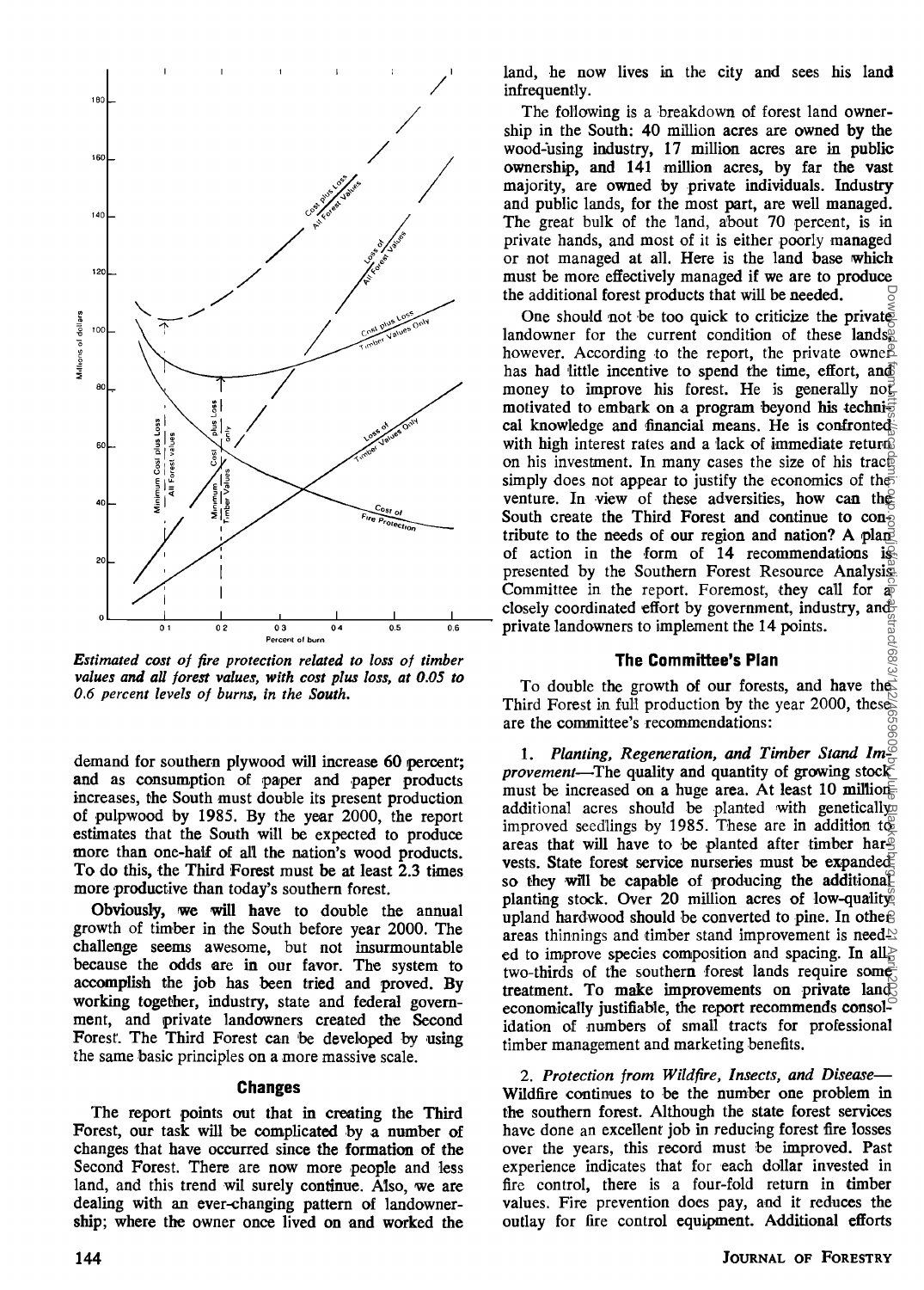*Estimated cost of fire protection related to loss of timber values and all forest values, with cost plus loss, at 0.05 to 0.6 percent levels of burns, in the South.*

demand for southern plywood will increase 60 percent; and as consumption of paper and paper products increases, the South must double its present production of pulpwood by 1985. By the year 2000, the report estimates that the South will be expected to produce more than one-half of all the nation's wood products. To do this, the Third Forest must be at least 2.3 times more productive than today's southern forest.

Obviously, we will have to double the annual growth of timber in the South before year 2000. The challenge seems awesome, but not insurmountable because the odds are in our favor. The system to accomplish the job has been tried and proved. By working together, industry, state and federal government, and private landowners created the Second Forest. The Third Forest can be developed by using the same basic principles on a more massive scale.

## Changes

The report points out that in creating the Third Forest, our task will be complicated by a number of changes that have occurred since the formation of the Second Forest. There are now more people and less land, and this trend will surely continue. Also, we are dealing with an ever-changing pattern of landownership; where the owner once lived on and worked the land, he now lives in the city and sees his land infrequently.

The following is a breakdown of forest land ownership in the South: 40 million acres are owned by the wood-using industry, 17 million acres are in public ownership, and 141 million acres, by far the vast majority, are owned by private individuals. Industry and public lands, for the most part, are well managed. The great bulk of the land, about 70 percent, is in private hands, and most of it is either poorly managed or not managed at all. Here is the land base which must be more effectively managed if we are to produce the additional forest products that will be needed.

One should not be too quick to criticize the private landowner for the current condition of these lands, however. According to the report, the private owner has had little incentive to spend the time, effort, and money to improve his forest. He is generally not motivated to embark on a program beyond his technical knowledge and financial means. He is confronted with high interest rates and a lack of immediate return on his investment. In many cases the size of his tract simply does not appear to justify the economics of the venture. In view of these adversities, how can the South create the Third Forest and continue to contribute to the needs of our region and nation? A plan of action in the form of 14 recommendations is presented by the Southern Forest Resource Analysis Committee in the report. Foremost, they call for a closely coordinated effort by government, industry, and private landowners to implement the 14 points.

## The Committee's Plan

To double the growth of our forests, and have the Third Forest in full production by the year 2000, these are the committee's recommendations:

1. *Planting, Regeneration, and Timber Stand Improvement*—The quality and quantity of growing stock must be increased on a huge area. At least 10 million additional acres should be planted with genetically improved seedlings by 1985. These are in addition to areas that will have to be planted after timber harvests. State forest service nurseries must be expanded so they will be capable of producing the additional planting stock. Over 20 million acres of low-quality upland hardwood should be converted to pine. In other areas thinnings and timber stand improvement is needed to improve species composition and spacing. In all, two-thirds of the southern forest lands require some treatment. To make improvements on private land economically justifiable, the report recommends consolidation of numbers of small tracts for professional timber management and marketing benefits.

2. *Protection from Wildfire, Insects, and Disease*—Wildfire continues to be the number one problem in the southern forest. Although the state forest services have done an excellent job in reducing forest fire losses over the years, this record must be improved. Past experience indicates that for each dollar invested in fire control, there is a four-fold return in timber values. Fire prevention does pay, and it reduces the outlay for fire control equipment. Additional efforts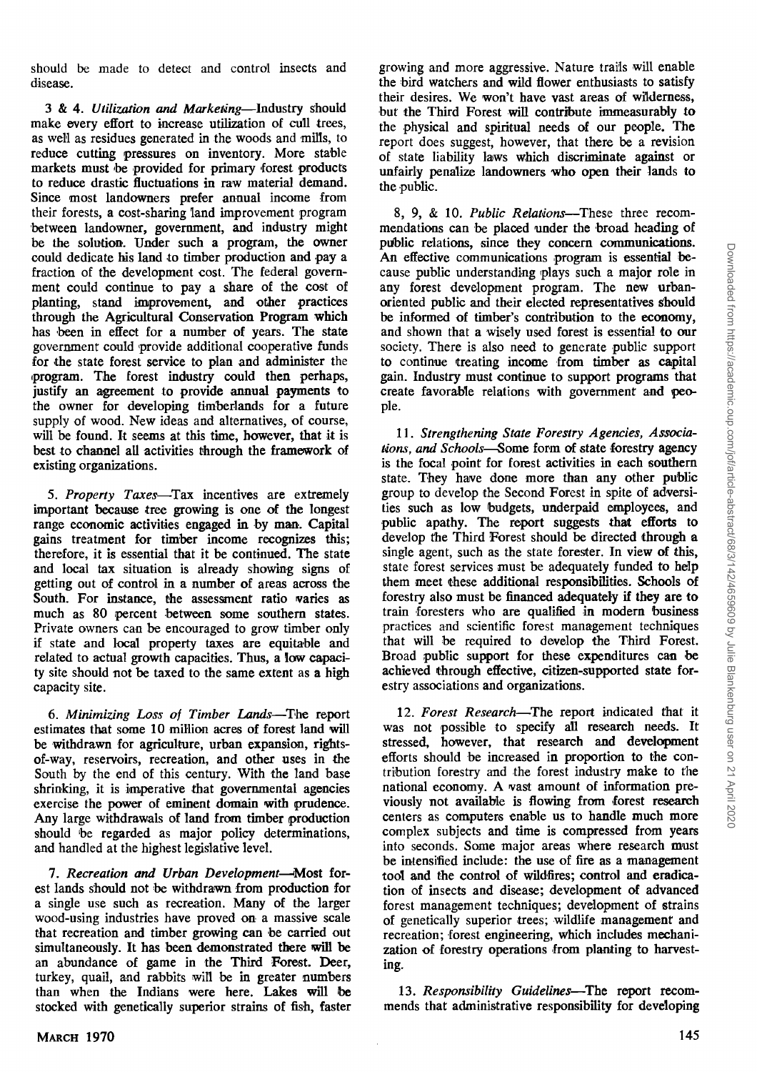should be made to detect and control insects and disease.

3 & 4. *Utilization and Marketing*—Industry should make every effort to increase utilization of cull trees, as well as residues generated in the woods and mills, to reduce cutting pressures on inventory. More stable markets must be provided for primary forest products to reduce drastic fluctuations in raw material demand. Since most landowners prefer annual income from their forests, a cost-sharing land improvement program between landowner, government, and industry might be the solution. Under such a program, the owner could dedicate his land to timber production and pay a fraction of the development cost. The federal government could continue to pay a share of the cost of planting, stand improvement, and other practices through the Agricultural Conservation Program which has been in effect for a number of years. The state government could provide additional cooperative funds for the state forest service to plan and administer the program. The forest industry could then perhaps, justify an agreement to provide annual payments to the owner for developing timberlands for a future supply of wood. New ideas and alternatives, of course, will be found. It seems at this time, however, that it is best to channel all activities through the framework of existing organizations.

5. *Property Taxes*—Tax incentives are extremely important because tree growing is one of the longest range economic activities engaged in by man. Capital gains treatment for timber income recognizes this; therefore, it is essential that it be continued. The state and local tax situation is already showing signs of getting out of control in a number of areas across the South. For instance, the assessment ratio varies as much as 80 percent between some southern states. Private owners can be encouraged to grow timber only if state and local property taxes are equitable and related to actual growth capacities. Thus, a low capacity site should not be taxed to the same extent as a high capacity site.

6. *Minimizing Loss of Timber Lands*—The report estimates that some 10 million acres of forest land will be withdrawn for agriculture, urban expansion, rights-of-way, reservoirs, recreation, and other uses in the South by the end of this century. With the land base shrinking, it is imperative that governmental agencies exercise the power of eminent domain with prudence. Any large withdrawals of land from timber production should be regarded as major policy determinations, and handled at the highest legislative level.

7. *Recreation and Urban Development*—Most forest lands should not be withdrawn from production for a single use such as recreation. Many of the larger wood-using industries have proved on a massive scale that recreation and timber growing can be carried out simultaneously. It has been demonstrated there will be an abundance of game in the Third Forest. Deer, turkey, quail, and rabbits will be in greater numbers than when the Indians were here. Lakes will be stocked with genetically superior strains of fish, faster growing and more aggressive. Nature trails will enable the bird watchers and wild flower enthusiasts to satisfy their desires. We won't have vast areas of wilderness, but the Third Forest will contribute immeasurably to the physical and spiritual needs of our people. The report does suggest, however, that there be a revision of state liability laws which discriminate against or unfairly penalize landowners who open their lands to the public.

8, 9, & 10. *Public Relations*—These three recommendations can be placed under the broad heading of public relations, since they concern communications. An effective communications program is essential because public understanding plays such a major role in any forest development program. The new urban-oriented public and their elected representatives should be informed of timber's contribution to the economy, and shown that a wisely used forest is essential to our society. There is also need to generate public support to continue treating income from timber as capital gain. Industry must continue to support programs that create favorable relations with government and people.

11. *Strengthening State Forestry Agencies, Associations, and Schools*—Some form of state forestry agency is the focal point for forest activities in each southern state. They have done more than any other public group to develop the Second Forest in spite of adversities such as low budgets, underpaid employees, and public apathy. The report suggests that efforts to develop the Third Forest should be directed through a single agent, such as the state forester. In view of this, state forest services must be adequately funded to help them meet these additional responsibilities. Schools of forestry also must be financed adequately if they are to train foresters who are qualified in modern business practices and scientific forest management techniques that will be required to develop the Third Forest. Broad public support for these expenditures can be achieved through effective, citizen-supported state forestry associations and organizations.

12. *Forest Research*—The report indicated that it was not possible to specify all research needs. It stressed, however, that research and development efforts should be increased in proportion to the contribution forestry and the forest industry make to the national economy. A vast amount of information previously not available is flowing from forest research centers as computers enable us to handle much more complex subjects and time is compressed from years into seconds. Some major areas where research must be intensified include: the use of fire as a management tool and the control of wildfires; control and eradication of insects and disease; development of advanced forest management techniques; development of strains of genetically superior trees; wildlife management and recreation; forest engineering, which includes mechanization of forestry operations from planting to harvesting.

13. *Responsibility Guidelines*—The report recommends that administrative responsibility for developing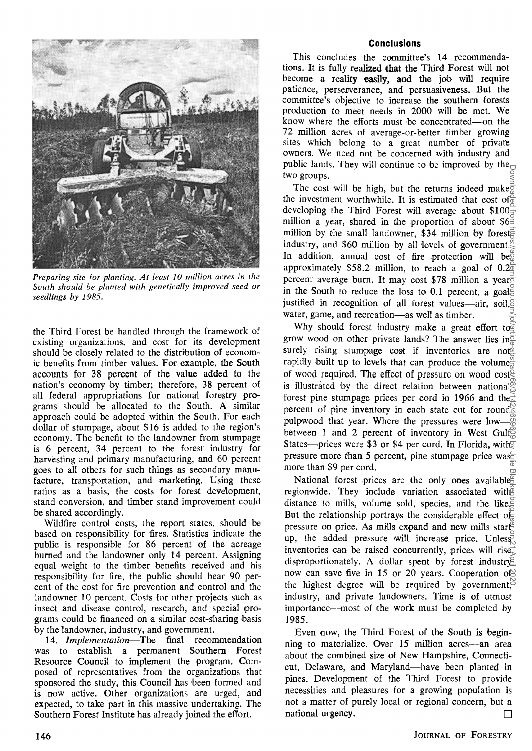*Preparing site for planting. At least 10 million acres in the South should be planted with genetically improved seed or seedlings by 1985.*

the Third Forest be handled through the framework of existing organizations, and cost for its development should be closely related to the distribution of economic benefits from timber values. For example, the South accounts for 38 percent of the value added to the nation's economy by timber; therefore, 38 percent of all federal appropriations for national forestry programs should be allocated to the South. A similar approach could be adopted within the South. For each dollar of stumpage, about $16 is added to the region's economy. The benefit to the landowner from stumpage is 6 percent, 34 percent to the forest industry for harvesting and primary manufacturing, and 60 percent goes to all others for such things as secondary manufacture, transportation, and marketing. Using these ratios as a basis, the costs for forest development, stand conversion, and timber stand improvement could be shared accordingly.

Wildfire control costs, the report states, should be based on responsibility for fires. Statistics indicate the public is responsible for 86 percent of the acreage burned and the landowner only 14 percent. Assigning equal weight to the timber benefits received and his responsibility for fire, the public should bear 90 percent of the cost for fire prevention and control and the landowner 10 percent. Costs for other projects such as insect and disease control, research, and special programs could be financed on a similar cost-sharing basis by the landowner, industry, and government.

14. *Implementation*—The final recommendation was to establish a permanent Southern Forest Resource Council to implement the program. Composed of representatives from the organizations that sponsored the study, this Council has been formed and is now active. Other organizations are urged, and expected, to take part in this massive undertaking. The Southern Forest Institute has already joined the effort.

## Conclusions

This concludes the committee's 14 recommendations. It is fully realized that the Third Forest will not become a reality easily, and the job will require patience, perserverance, and persuasiveness. But the committee's objective to increase the southern forests production to meet needs in 2000 will be met. We know where the efforts must be concentrated—on the 72 million acres of average-or-better timber growing sites which belong to a great number of private owners. We need not be concerned with industry and public lands. They will continue to be improved by the two groups.

The cost will be high, but the returns indeed make the investment worthwhile. It is estimated that cost of developing the Third Forest will average about $100 million a year, shared in the proportion of about $6 million by the small landowner, $34 million by forest industry, and $60 million by all levels of government. In addition, annual cost of fire protection will be approximately $58.2 million, to reach a goal of 0.2 percent average burn. It may cost $78 million a year in the South to reduce the loss to 0.1 percent, a goal justified in recognition of all forest values—air, soil, water, game, and recreation—as well as timber.

Why should forest industry make a great effort to grow wood on other private lands? The answer lies in surely rising stumpage cost if inventories are not rapidly built up to levels that can produce the volume of wood required. The effect of pressure on wood cost is illustrated by the direct relation between national forest pine stumpage prices per cord in 1966 and the percent of pine inventory in each state cut for round pulpwood that year. Where the pressures were low—between 1 and 2 percent of inventory in West Gulf States—prices were $3 or $4 per cord. In Florida, with pressure more than 5 percent, pine stumpage price was more than $9 per cord.

National forest prices are the only ones available regionwide. They include variation associated with distance to mills, volume sold, species, and the like. But the relationship portrays the considerable effect of pressure on price. As mills expand and new mills start up, the added pressure will increase price. Unless inventories can be raised concurrently, prices will rise disproportionately. A dollar spent by forest industry now can save five in 15 or 20 years. Cooperation of the highest degree will be required by government, industry, and private landowners. Time is of utmost importance—most of the work must be completed by 1985.

Even now, the Third Forest of the South is beginning to materialize. Over 15 million acres—an area about the combined size of New Hampshire, Connecticut, Delaware, and Maryland—have been planted in pines. Development of the Third Forest to provide necessities and pleasures for a growing population is not a matter of purely local or regional concern, but a national urgency. □